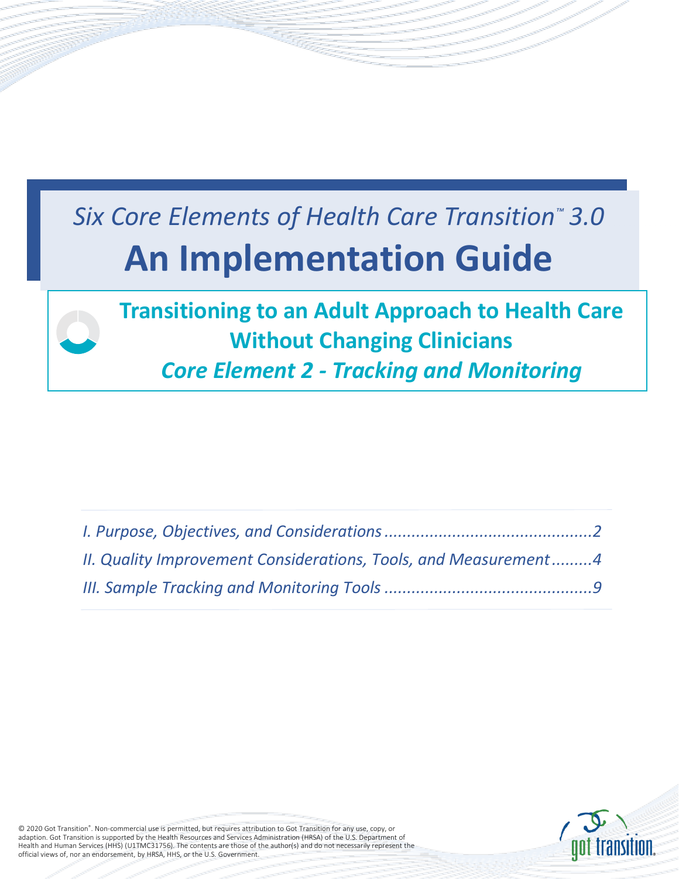*Six Core Elements of Health Care Transition™ 3.0*

# An Implementation Guide

## Transitioning to an Adult Approach to Health Care Without Changing Clinicians

### *Core Element 2 - Tracking and Monitoring*

*I. Purpose, Objectives, and Considerations ............................................. 2*

*II. Quality Improvement Considerations, Tools, and Measurement ......... 4*

*III. Sample Tracking and Monitoring Tools ............................................. 9*

© 2020 Got Transition®. Non-commercial use is permitted, but requires attribution to Got Transition for any use, copy, or adaption. Got Transition is supported by the Health Resources and Services Administration (HRSA) of the U.S. Department of Health and Human Services (HHS) (U1TMC31756). The contents are those of the author(s) and do not necessarily represent the official views of, nor an endorsement, by HRSA, HHS, or the U.S. Government.

got transition®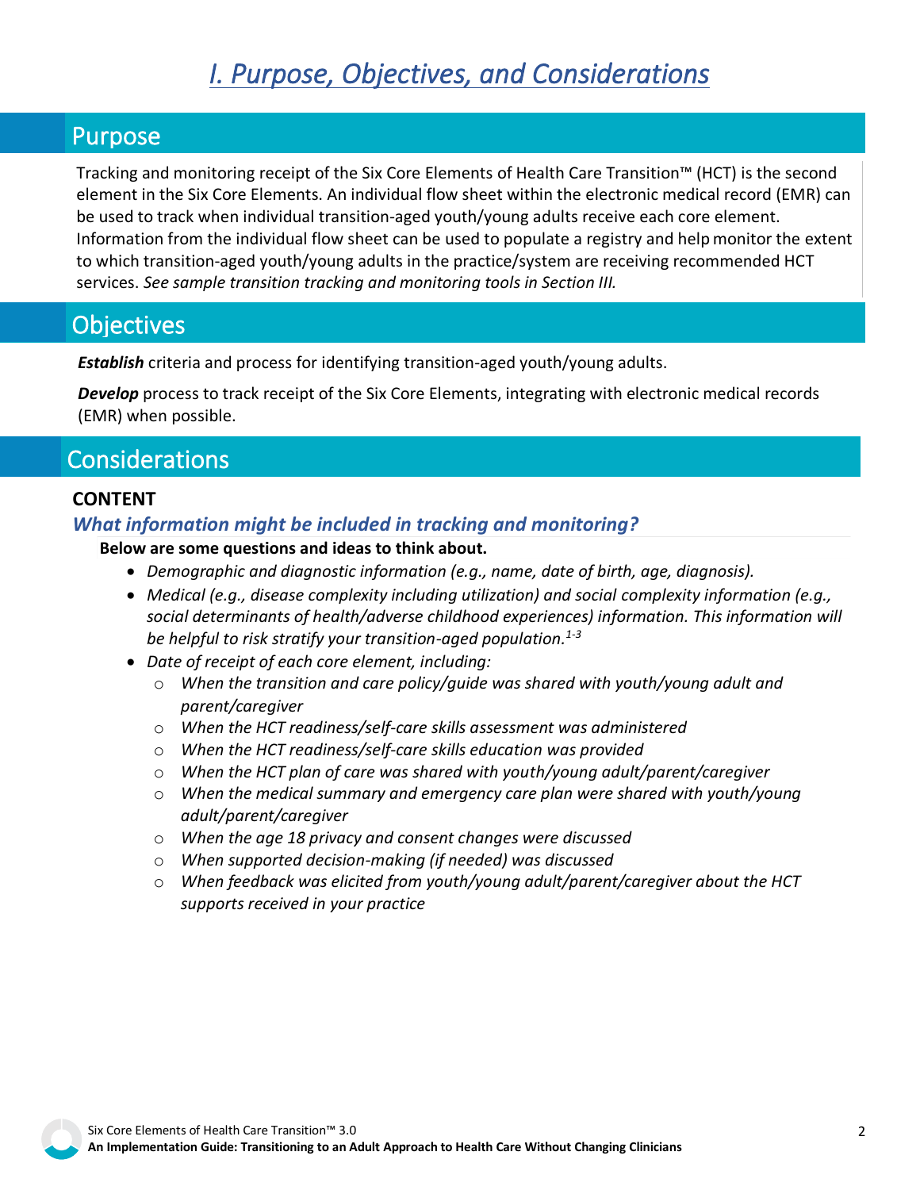# *I. Purpose, Objectives, and Considerations*

## Purpose

Tracking and monitoring receipt of the Six Core Elements of Health Care Transition™ (HCT) is the second element in the Six Core Elements. An individual flow sheet within the electronic medical record (EMR) can be used to track when individual transition-aged youth/young adults receive each core element. Information from the individual flow sheet can be used to populate a registry and help monitor the extent to which transition-aged youth/young adults in the practice/system are receiving recommended HCT services. *See sample transition tracking and monitoring tools in Section III.*

## Objectives

***Establish*** criteria and process for identifying transition-aged youth/young adults.

***Develop*** process to track receipt of the Six Core Elements, integrating with electronic medical records (EMR) when possible.

## Considerations

**CONTENT**

### *What information might be included in tracking and monitoring?*

**Below are some questions and ideas to think about.**

- *Demographic and diagnostic information (e.g., name, date of birth, age, diagnosis).*
- *Medical (e.g., disease complexity including utilization) and social complexity information (e.g., social determinants of health/adverse childhood experiences) information. This information will be helpful to risk stratify your transition-aged population.*[1-3]
- *Date of receipt of each core element, including:*
  - *When the transition and care policy/guide was shared with youth/young adult and parent/caregiver*
  - *When the HCT readiness/self-care skills assessment was administered*
  - *When the HCT readiness/self-care skills education was provided*
  - *When the HCT plan of care was shared with youth/young adult/parent/caregiver*
  - *When the medical summary and emergency care plan were shared with youth/young adult/parent/caregiver*
  - *When the age 18 privacy and consent changes were discussed*
  - *When supported decision-making (if needed) was discussed*
  - *When feedback was elicited from youth/young adult/parent/caregiver about the HCT supports received in your practice*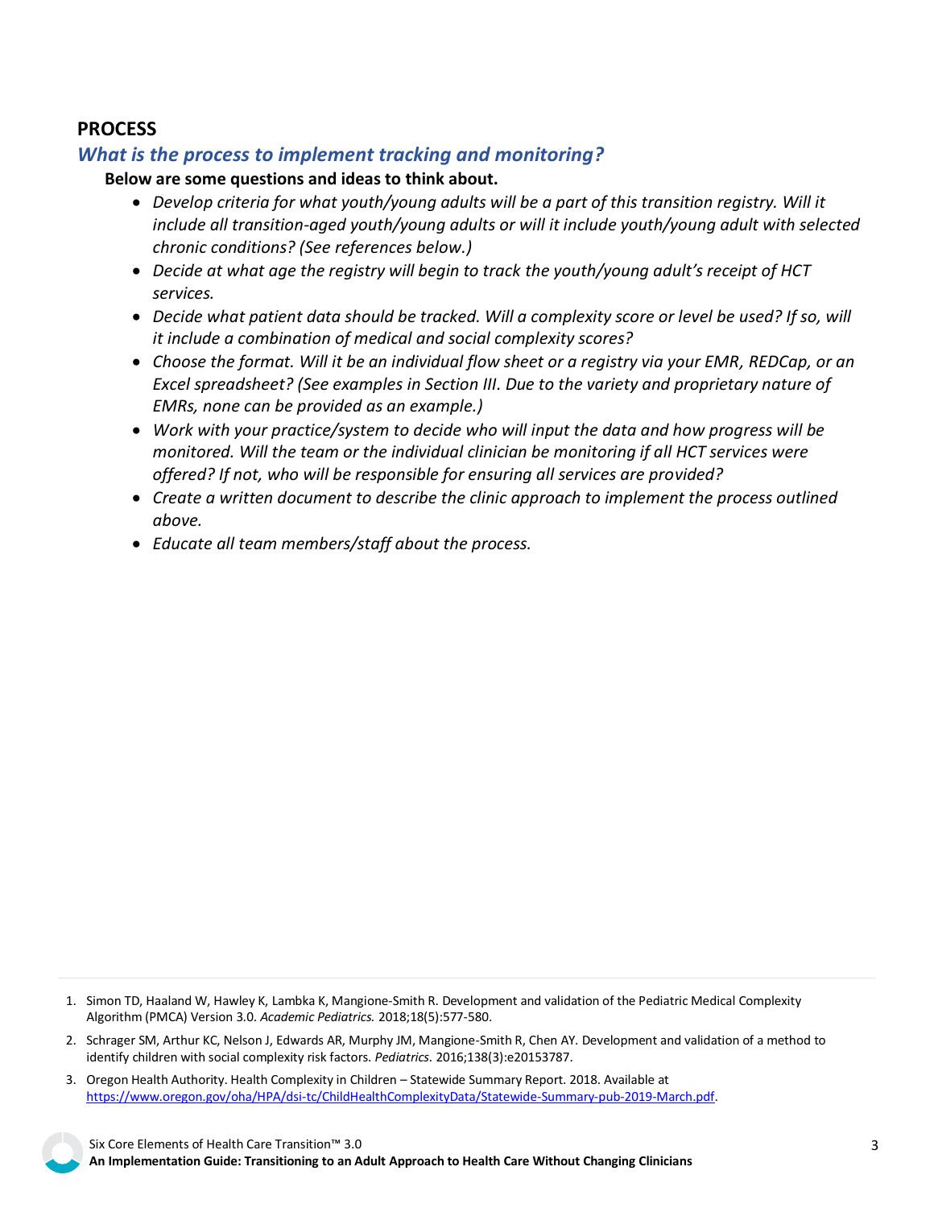## PROCESS

### *What is the process to implement tracking and monitoring?*

**Below are some questions and ideas to think about.**

- *Develop criteria for what youth/young adults will be a part of this transition registry. Will it include all transition-aged youth/young adults or will it include youth/young adult with selected chronic conditions? (See references below.)*
- *Decide at what age the registry will begin to track the youth/young adult's receipt of HCT services.*
- *Decide what patient data should be tracked. Will a complexity score or level be used? If so, will it include a combination of medical and social complexity scores?*
- *Choose the format. Will it be an individual flow sheet or a registry via your EMR, REDCap, or an Excel spreadsheet? (See examples in Section III. Due to the variety and proprietary nature of EMRs, none can be provided as an example.)*
- *Work with your practice/system to decide who will input the data and how progress will be monitored. Will the team or the individual clinician be monitoring if all HCT services were offered? If not, who will be responsible for ensuring all services are provided?*
- *Create a written document to describe the clinic approach to implement the process outlined above.*
- *Educate all team members/staff about the process.*

---

1. Simon TD, Haaland W, Hawley K, Lambka K, Mangione-Smith R. Development and validation of the Pediatric Medical Complexity Algorithm (PMCA) Version 3.0. *Academic Pediatrics.* 2018;18(5):577-580.
2. Schrager SM, Arthur KC, Nelson J, Edwards AR, Murphy JM, Mangione-Smith R, Chen AY. Development and validation of a method to identify children with social complexity risk factors. *Pediatrics.* 2016;138(3):e20153787.
3. Oregon Health Authority. Health Complexity in Children – Statewide Summary Report. 2018. Available at [https://www.oregon.gov/oha/HPA/dsi-tc/ChildHealthComplexityData/Statewide-Summary-pub-2019-March.pdf](https://www.oregon.gov/oha/HPA/dsi-tc/ChildHealthComplexityData/Statewide-Summary-pub-2019-March.pdf).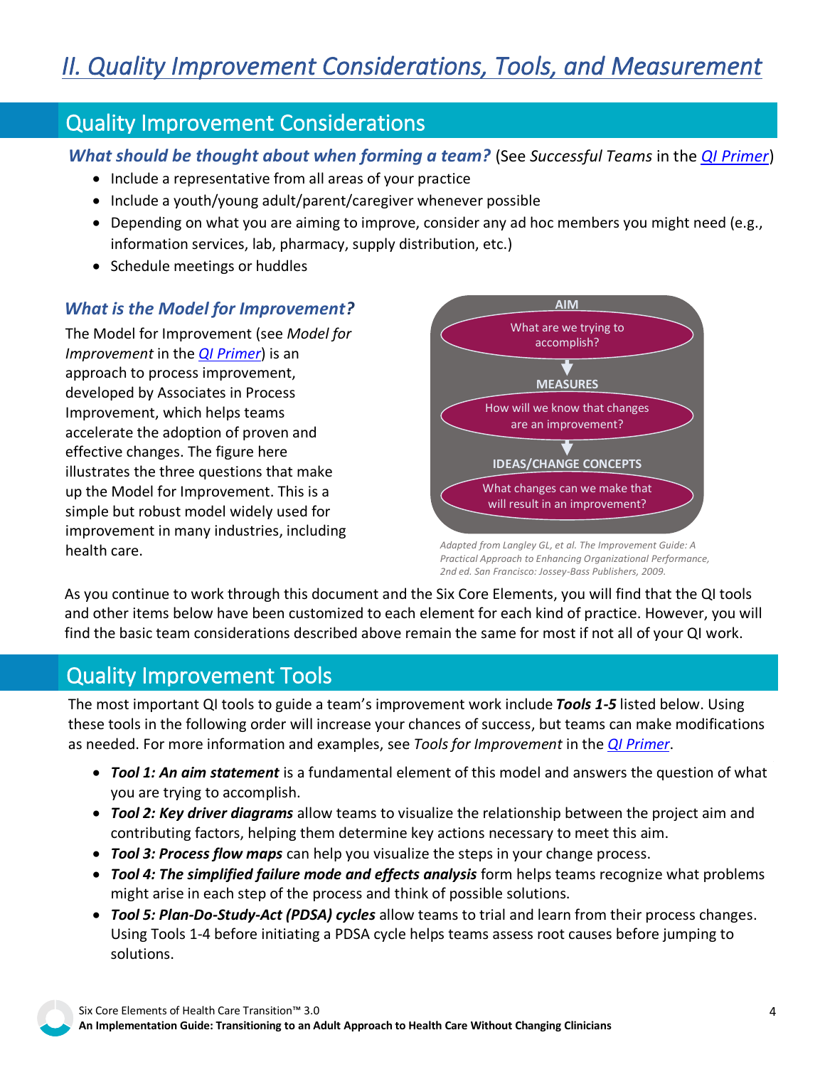# *II. Quality Improvement Considerations, Tools, and Measurement*

## Quality Improvement Considerations

***What should be thought about when forming a team?*** (See *Successful Teams* in the *QI Primer*)

- Include a representative from all areas of your practice
- Include a youth/young adult/parent/caregiver whenever possible
- Depending on what you are aiming to improve, consider any ad hoc members you might need (e.g., information services, lab, pharmacy, supply distribution, etc.)
- Schedule meetings or huddles

### *What is the Model for Improvement?*

The Model for Improvement (see *Model for Improvement* in the *QI Primer*) is an approach to process improvement, developed by Associates in Process Improvement, which helps teams accelerate the adoption of proven and effective changes. The figure here illustrates the three questions that make up the Model for Improvement. This is a simple but robust model widely used for improvement in many industries, including health care.

**AIM**
What are we trying to accomplish?

**MEASURES**
How will we know that changes are an improvement?

**IDEAS/CHANGE CONCEPTS**
What changes can we make that will result in an improvement?

*Adapted from Langley GL, et al. The Improvement Guide: A Practical Approach to Enhancing Organizational Performance, 2nd ed. San Francisco: Jossey-Bass Publishers, 2009.*

As you continue to work through this document and the Six Core Elements, you will find that the QI tools and other items below have been customized to each element for each kind of practice. However, you will find the basic team considerations described above remain the same for most if not all of your QI work.

## Quality Improvement Tools

The most important QI tools to guide a team's improvement work include ***Tools 1-5*** listed below. Using these tools in the following order will increase your chances of success, but teams can make modifications as needed. For more information and examples, see *Tools for Improvement* in the *QI Primer*.

- ***Tool 1: An aim statement*** is a fundamental element of this model and answers the question of what you are trying to accomplish.
- ***Tool 2: Key driver diagrams*** allow teams to visualize the relationship between the project aim and contributing factors, helping them determine key actions necessary to meet this aim.
- ***Tool 3: Process flow maps*** can help you visualize the steps in your change process.
- ***Tool 4: The simplified failure mode and effects analysis*** form helps teams recognize what problems might arise in each step of the process and think of possible solutions.
- ***Tool 5: Plan-Do-Study-Act (PDSA) cycles*** allow teams to trial and learn from their process changes. Using Tools 1-4 before initiating a PDSA cycle helps teams assess root causes before jumping to solutions.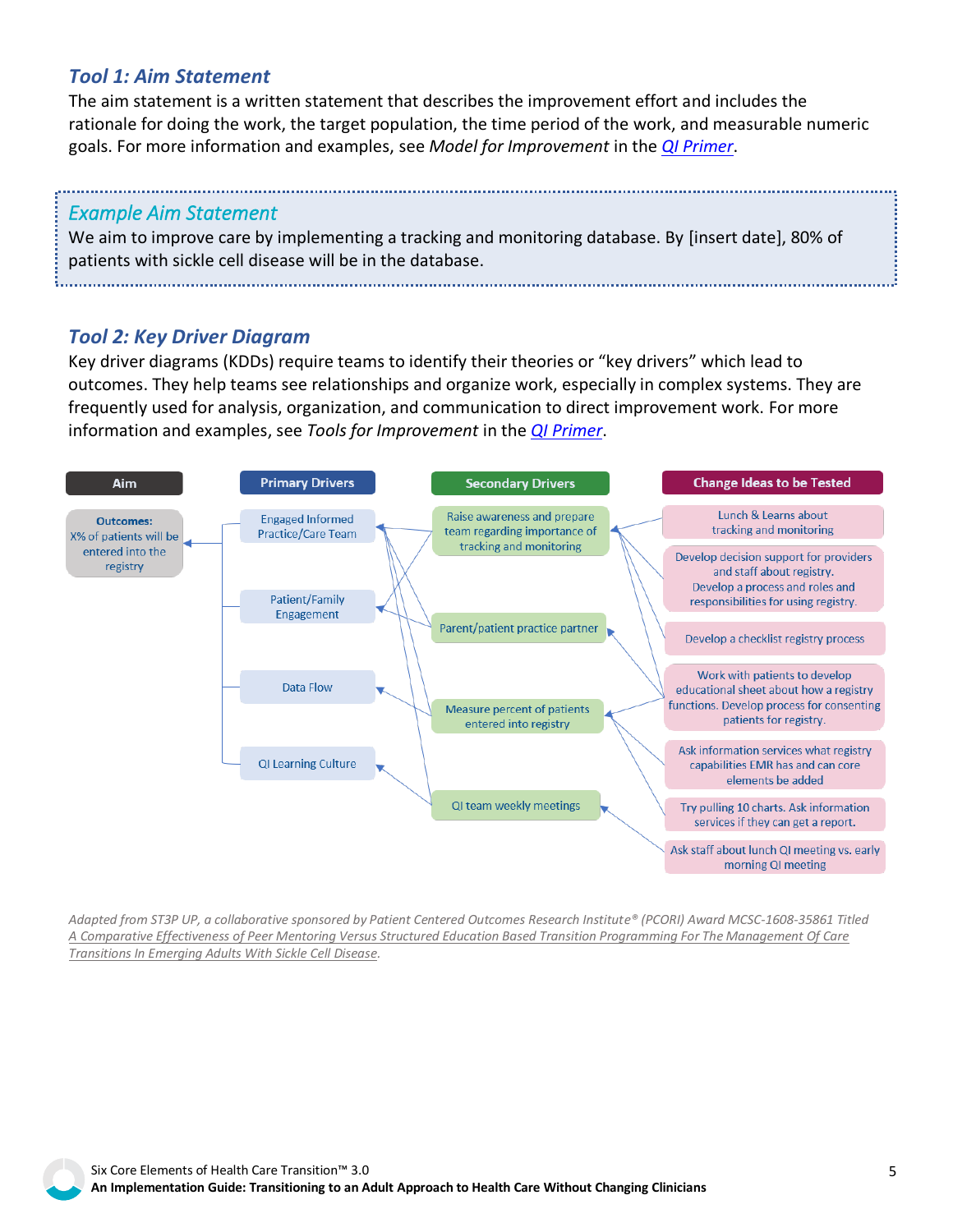### *Tool 1: Aim Statement*

The aim statement is a written statement that describes the improvement effort and includes the rationale for doing the work, the target population, the time period of the work, and measurable numeric goals. For more information and examples, see *Model for Improvement* in the [QI Primer](#).

> ### *Example Aim Statement*
>
> We aim to improve care by implementing a tracking and monitoring database. By [insert date], 80% of patients with sickle cell disease will be in the database.

### *Tool 2: Key Driver Diagram*

Key driver diagrams (KDDs) require teams to identify their theories or "key drivers" which lead to outcomes. They help teams see relationships and organize work, especially in complex systems. They are frequently used for analysis, organization, and communication to direct improvement work. For more information and examples, see *Tools for Improvement* in the [QI Primer](#).

| Aim | Primary Drivers | Secondary Drivers | Change Ideas to be Tested |
|---|---|---|---|
| **Outcomes:** X% of patients will be entered into the registry | Engaged Informed Practice/Care Team | Raise awareness and prepare team regarding importance of tracking and monitoring | Lunch & Learns about tracking and monitoring |
| | Patient/Family Engagement | Parent/patient practice partner | Develop decision support for providers and staff about registry. Develop a process and roles and responsibilities for using registry. |
| | Data Flow | Measure percent of patients entered into registry | Develop a checklist registry process |
| | QI Learning Culture | QI team weekly meetings | Work with patients to develop educational sheet about how a registry functions. Develop process for consenting patients for registry. |
| | | | Ask information services what registry capabilities EMR has and can core elements be added |
| | | | Try pulling 10 charts. Ask information services if they can get a report. |
| | | | Ask staff about lunch QI meeting vs. early morning QI meeting |

*Adapted from ST3P UP, a collaborative sponsored by Patient Centered Outcomes Research Institute® (PCORI) Award MCSC-1608-35861 Titled [A Comparative Effectiveness of Peer Mentoring Versus Structured Education Based Transition Programming For The Management Of Care Transitions In Emerging Adults With Sickle Cell Disease](#).*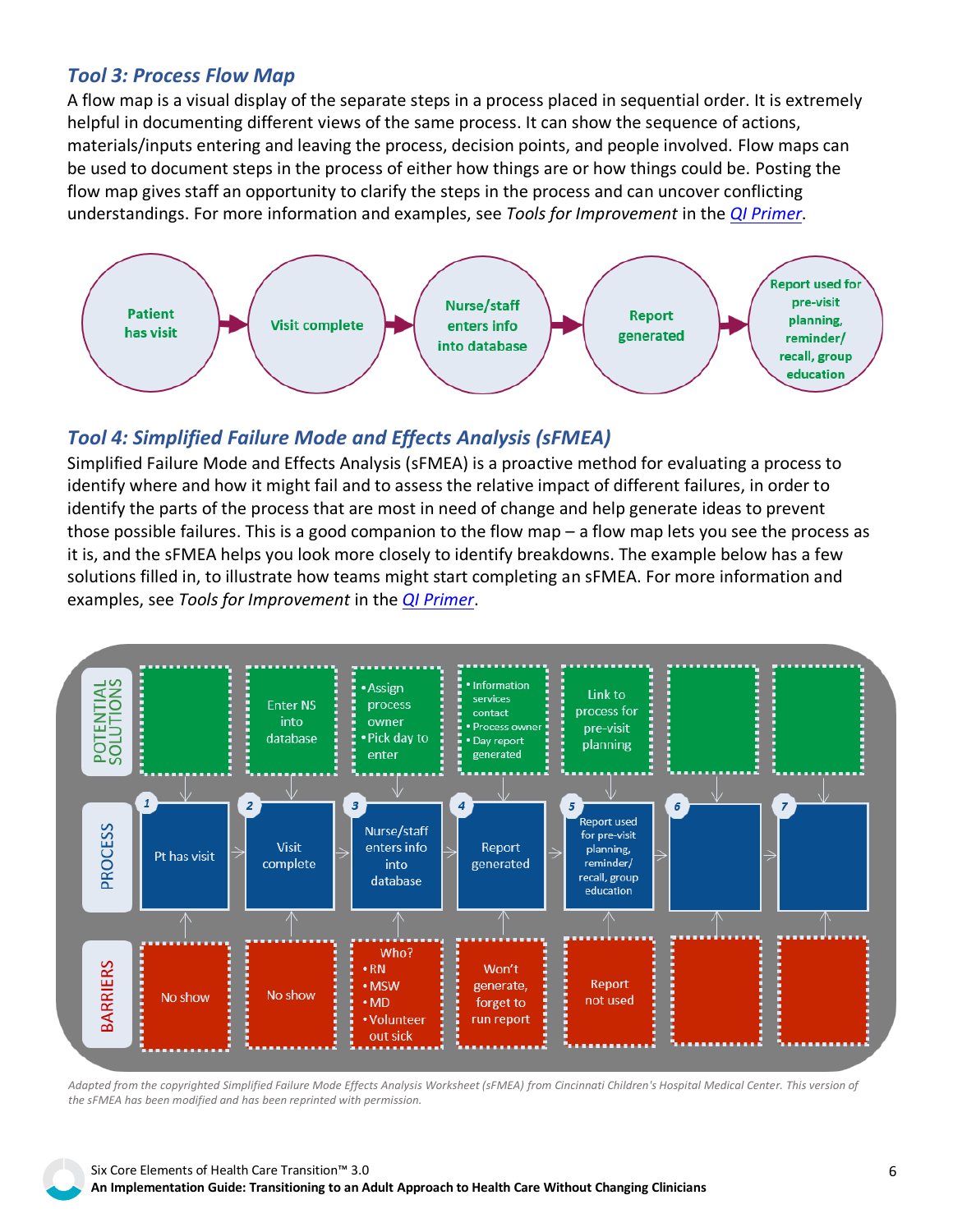### *Tool 3: Process Flow Map*

A flow map is a visual display of the separate steps in a process placed in sequential order. It is extremely helpful in documenting different views of the same process. It can show the sequence of actions, materials/inputs entering and leaving the process, decision points, and people involved. Flow maps can be used to document steps in the process of either how things are or how things could be. Posting the flow map gives staff an opportunity to clarify the steps in the process and can uncover conflicting understandings. For more information and examples, see *Tools for Improvement* in the *QI Primer*.

Patient has visit → Visit complete → Nurse/staff enters info into database → Report generated → Report used for pre-visit planning, reminder/recall, group education

### *Tool 4: Simplified Failure Mode and Effects Analysis (sFMEA)*

Simplified Failure Mode and Effects Analysis (sFMEA) is a proactive method for evaluating a process to identify where and how it might fail and to assess the relative impact of different failures, in order to identify the parts of the process that are most in need of change and help generate ideas to prevent those possible failures. This is a good companion to the flow map – a flow map lets you see the process as it is, and the sFMEA helps you look more closely to identify breakdowns. The example below has a few solutions filled in, to illustrate how teams might start completing an sFMEA. For more information and examples, see *Tools for Improvement* in the *QI Primer*.

| | 1 | 2 | 3 | 4 | 5 | 6 | 7 |
|---|---|---|---|---|---|---|---|
| **POTENTIAL SOLUTIONS** | | Enter NS into database | • Assign process owner<br>• Pick day to enter | • Information services contact<br>• Process owner<br>• Day report generated | Link to process for pre-visit planning | | |
| **PROCESS** | Pt has visit | Visit complete | Nurse/staff enters info into database | Report generated | Report used for pre-visit planning, reminder/recall, group education | | |
| **BARRIERS** | No show | No show | Who?<br>• RN<br>• MSW<br>• MD<br>• Volunteer out sick | Won't generate, forget to run report | Report not used | | |

*Adapted from the copyrighted Simplified Failure Mode Effects Analysis Worksheet (sFMEA) from Cincinnati Children's Hospital Medical Center. This version of the sFMEA has been modified and has been reprinted with permission.*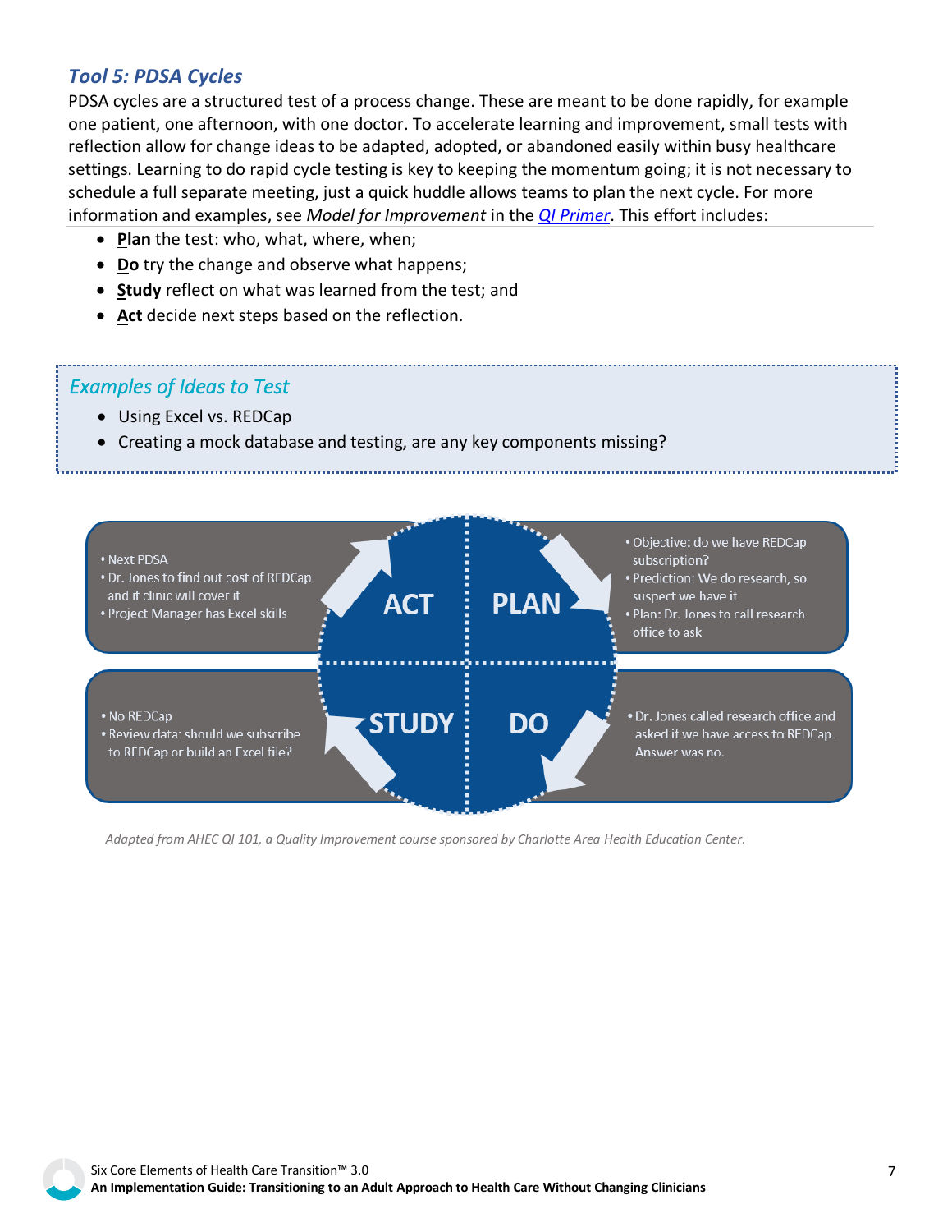### *Tool 5: PDSA Cycles*

PDSA cycles are a structured test of a process change. These are meant to be done rapidly, for example one patient, one afternoon, with one doctor. To accelerate learning and improvement, small tests with reflection allow for change ideas to be adapted, adopted, or abandoned easily within busy healthcare settings. Learning to do rapid cycle testing is key to keeping the momentum going; it is not necessary to schedule a full separate meeting, just a quick huddle allows teams to plan the next cycle. For more information and examples, see *Model for Improvement* in the *QI Primer*. This effort includes:

- **Plan** the test: who, what, where, when;
- **Do** try the change and observe what happens;
- **Study** reflect on what was learned from the test; and
- **Act** decide next steps based on the reflection.

#### *Examples of Ideas to Test*

- Using Excel vs. REDCap
- Creating a mock database and testing, are any key components missing?

**PLAN**
- Objective: do we have REDCap subscription?
- Prediction: We do research, so suspect we have it
- Plan: Dr. Jones to call research office to ask

**DO**
- Dr. Jones called research office and asked if we have access to REDCap. Answer was no.

**STUDY**
- No REDCap
- Review data: should we subscribe to REDCap or build an Excel file?

**ACT**
- Next PDSA
- Dr. Jones to find out cost of REDCap and if clinic will cover it
- Project Manager has Excel skills

*Adapted from AHEC QI 101, a Quality Improvement course sponsored by Charlotte Area Health Education Center.*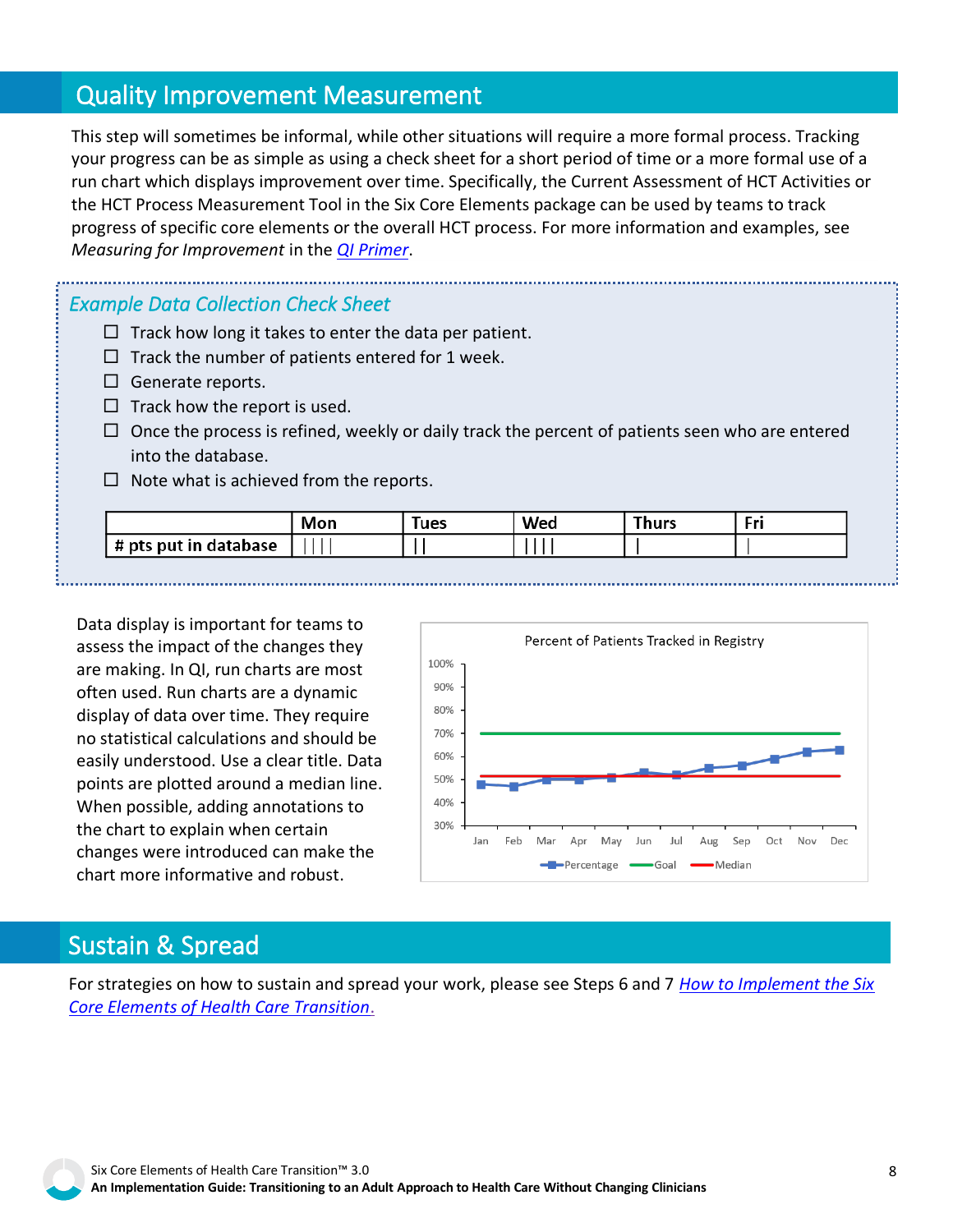## Quality Improvement Measurement

This step will sometimes be informal, while other situations will require a more formal process. Tracking your progress can be as simple as using a check sheet for a short period of time or a more formal use of a run chart which displays improvement over time. Specifically, the Current Assessment of HCT Activities or the HCT Process Measurement Tool in the Six Core Elements package can be used by teams to track progress of specific core elements or the overall HCT process. For more information and examples, see *Measuring for Improvement* in the [QI Primer](#).

### *Example Data Collection Check Sheet*

- ☐ Track how long it takes to enter the data per patient.
- ☐ Track the number of patients entered for 1 week.
- ☐ Generate reports.
- ☐ Track how the report is used.
- ☐ Once the process is refined, weekly or daily track the percent of patients seen who are entered into the database.
- ☐ Note what is achieved from the reports.

| | Mon | Tues | Wed | Thurs | Fri |
|---|---|---|---|---|---|
| **# pts put in database** | \|\|\|\| | \|\| | \|\|\|\| | \| | \| |

Data display is important for teams to assess the impact of the changes they are making. In QI, run charts are most often used. Run charts are a dynamic display of data over time. They require no statistical calculations and should be easily understood. Use a clear title. Data points are plotted around a median line. When possible, adding annotations to the chart to explain when certain changes were introduced can make the chart more informative and robust.

Percent of Patients Tracked in Registry

## Sustain & Spread

For strategies on how to sustain and spread your work, please see Steps 6 and 7 *[How to Implement the Six Core Elements of Health Care Transition](#)*.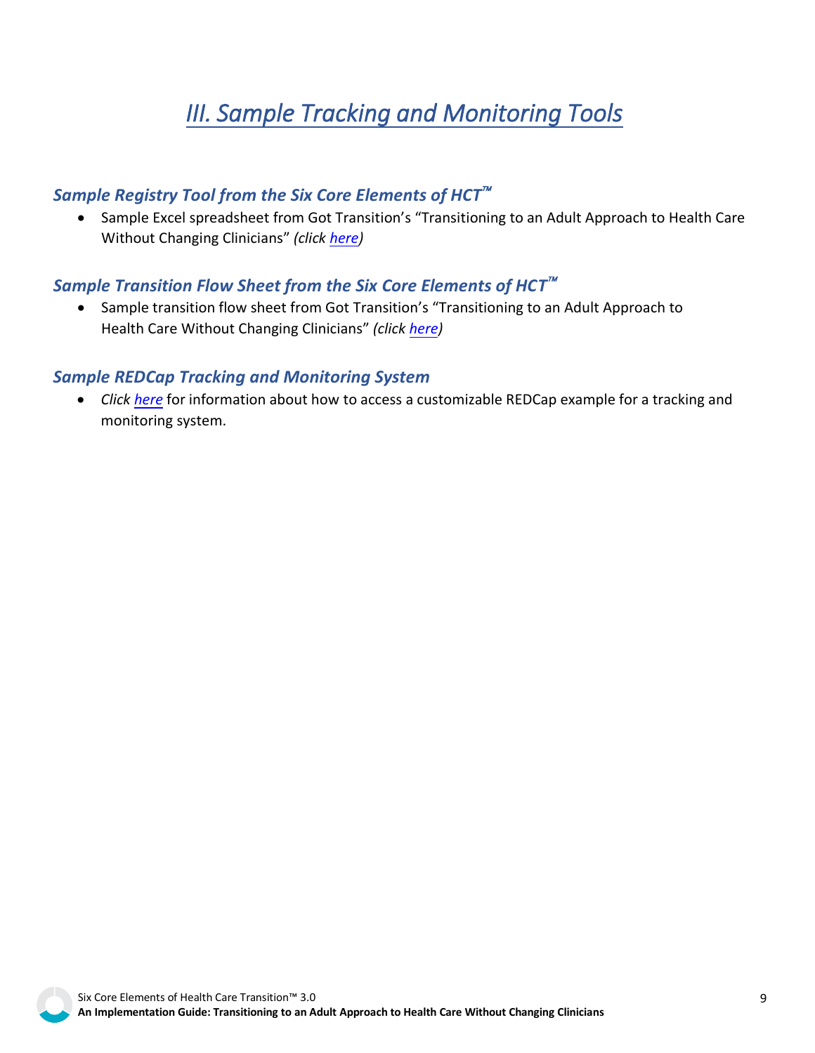# *III. Sample Tracking and Monitoring Tools*

### *Sample Registry Tool from the Six Core Elements of HCT™*

- Sample Excel spreadsheet from Got Transition's "Transitioning to an Adult Approach to Health Care Without Changing Clinicians" *(click here)*

### *Sample Transition Flow Sheet from the Six Core Elements of HCT™*

- Sample transition flow sheet from Got Transition's "Transitioning to an Adult Approach to Health Care Without Changing Clinicians" *(click here)*

### *Sample REDCap Tracking and Monitoring System*

- *Click here* for information about how to access a customizable REDCap example for a tracking and monitoring system.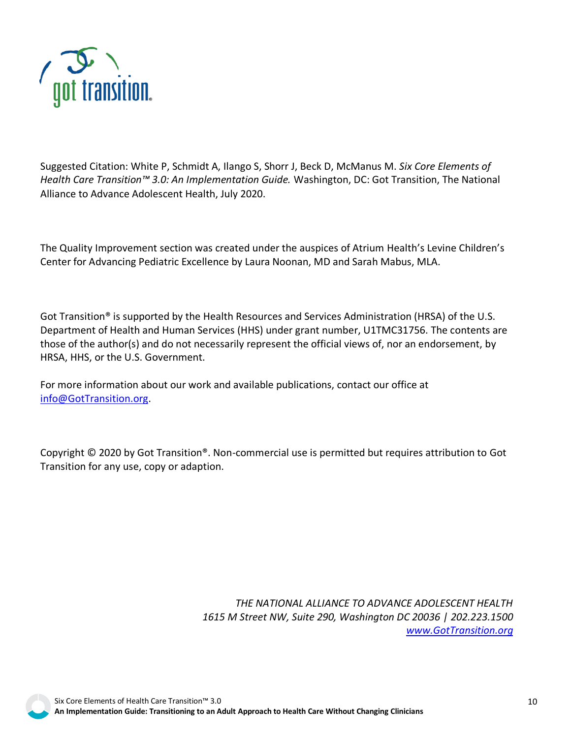Suggested Citation: White P, Schmidt A, Ilango S, Shorr J, Beck D, McManus M. *Six Core Elements of Health Care Transition™ 3.0: An Implementation Guide.* Washington, DC: Got Transition, The National Alliance to Advance Adolescent Health, July 2020.

The Quality Improvement section was created under the auspices of Atrium Health's Levine Children's Center for Advancing Pediatric Excellence by Laura Noonan, MD and Sarah Mabus, MLA.

Got Transition® is supported by the Health Resources and Services Administration (HRSA) of the U.S. Department of Health and Human Services (HHS) under grant number, U1TMC31756. The contents are those of the author(s) and do not necessarily represent the official views of, nor an endorsement, by HRSA, HHS, or the U.S. Government.

For more information about our work and available publications, contact our office at [info@GotTransition.org](mailto:info@GotTransition.org).

Copyright © 2020 by Got Transition®. Non-commercial use is permitted but requires attribution to Got Transition for any use, copy or adaption.

*THE NATIONAL ALLIANCE TO ADVANCE ADOLESCENT HEALTH*
*1615 M Street NW, Suite 290, Washington DC 20036 | 202.223.1500*
*[www.GotTransition.org](http://www.GotTransition.org)*